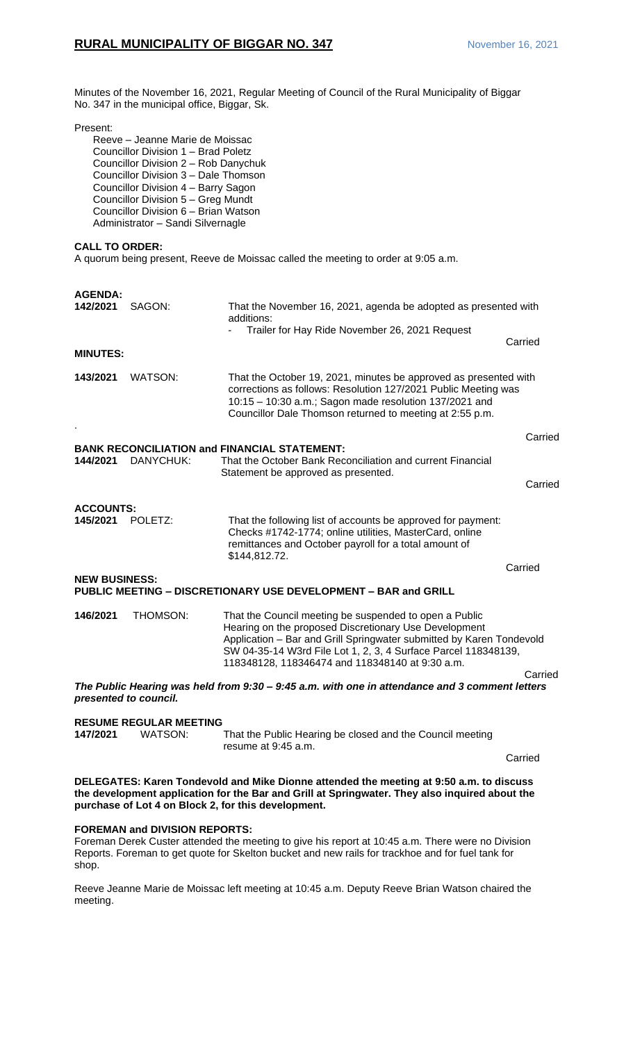# RURAL MUNICIPALITY OF BIGGAR NO. 347

November 16, 2021

Minutes of the November 16, 2021, Regular Meeting of Council of the Rural Municipality of Biggar No. 347 in the municipal office, Biggar, Sk.

Present:

- Reeve – Jeanne Marie de Moissac
- Councillor Division 1 – Brad Poletz
- Councillor Division 2 – Rob Danychuk
- Councillor Division 3 – Dale Thomson
- Councillor Division 4 – Barry Sagon
- Councillor Division 5 – Greg Mundt
- Councillor Division 6 – Brian Watson
- Administrator – Sandi Silvernagle

**CALL TO ORDER:**

A quorum being present, Reeve de Moissac called the meeting to order at 9:05 a.m.

**AGENDA:**

**142/2021** SAGON: That the November 16, 2021, agenda be adopted as presented with additions:

- Trailer for Hay Ride November 26, 2021 Request

Carried

**MINUTES:**

**143/2021** WATSON: That the October 19, 2021, minutes be approved as presented with corrections as follows: Resolution 127/2021 Public Meeting was 10:15 – 10:30 a.m.; Sagon made resolution 137/2021 and Councillor Dale Thomson returned to meeting at 2:55 p.m.

Carried

**BANK RECONCILIATION and FINANCIAL STATEMENT:**

**144/2021** DANYCHUK: That the October Bank Reconciliation and current Financial Statement be approved as presented.

Carried

**ACCOUNTS:**

**145/2021** POLETZ: That the following list of accounts be approved for payment: Checks #1742-1774; online utilities, MasterCard, online remittances and October payroll for a total amount of $144,812.72.

Carried

**NEW BUSINESS:**

**PUBLIC MEETING – DISCRETIONARY USE DEVELOPMENT – BAR and GRILL**

**146/2021** THOMSON: That the Council meeting be suspended to open a Public Hearing on the proposed Discretionary Use Development Application – Bar and Grill Springwater submitted by Karen Tondevold SW 04-35-14 W3rd File Lot 1, 2, 3, 4 Surface Parcel 118348139, 118348128, 118346474 and 118348140 at 9:30 a.m.

Carried

***The Public Hearing was held from 9:30 – 9:45 a.m. with one in attendance and 3 comment letters presented to council.***

**RESUME REGULAR MEETING**

**147/2021** WATSON: That the Public Hearing be closed and the Council meeting resume at 9:45 a.m.

Carried

**DELEGATES: Karen Tondevold and Mike Dionne attended the meeting at 9:50 a.m. to discuss the development application for the Bar and Grill at Springwater. They also inquired about the purchase of Lot 4 on Block 2, for this development.**

**FOREMAN and DIVISION REPORTS:**

Foreman Derek Custer attended the meeting to give his report at 10:45 a.m. There were no Division Reports. Foreman to get quote for Skelton bucket and new rails for trackhoe and for fuel tank for shop.

Reeve Jeanne Marie de Moissac left meeting at 10:45 a.m. Deputy Reeve Brian Watson chaired the meeting.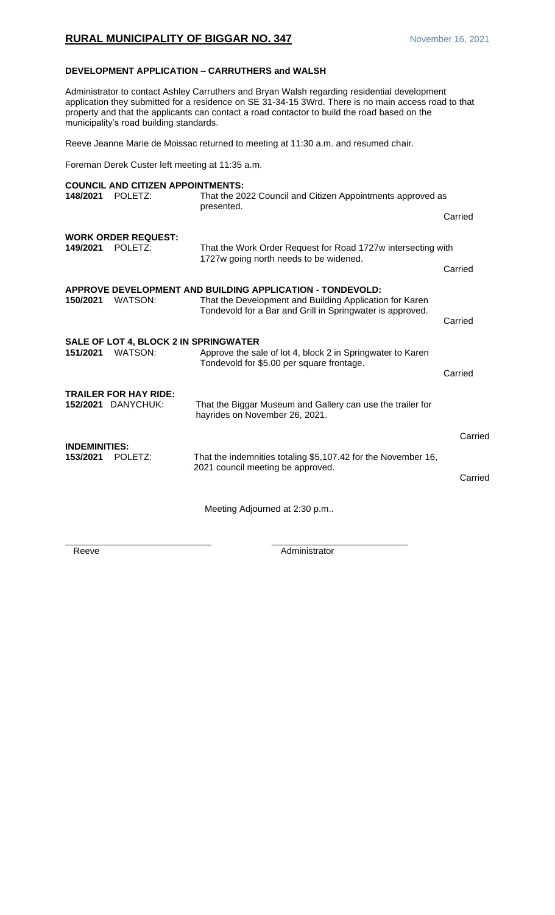**DEVELOPMENT APPLICATION – CARRUTHERS and WALSH**

Administrator to contact Ashley Carruthers and Bryan Walsh regarding residential development application they submitted for a residence on SE 31-34-15 3Wrd. There is no main access road to that property and that the applicants can contact a road contactor to build the road based on the municipality's road building standards.

Reeve Jeanne Marie de Moissac returned to meeting at 11:30 a.m. and resumed chair.

Foreman Derek Custer left meeting at 11:35 a.m.

**COUNCIL AND CITIZEN APPOINTMENTS:**

**148/2021** POLETZ: That the 2022 Council and Citizen Appointments approved as presented.

Carried

**WORK ORDER REQUEST:**

**149/2021** POLETZ: That the Work Order Request for Road 1727w intersecting with 1727w going north needs to be widened.

Carried

**APPROVE DEVELOPMENT AND BUILDING APPLICATION - TONDEVOLD:**

**150/2021** WATSON: That the Development and Building Application for Karen Tondevold for a Bar and Grill in Springwater is approved.

Carried

**SALE OF LOT 4, BLOCK 2 IN SPRINGWATER**

**151/2021** WATSON: Approve the sale of lot 4, block 2 in Springwater to Karen Tondevold for $5.00 per square frontage.

Carried

**TRAILER FOR HAY RIDE:**

**152/2021** DANYCHUK: That the Biggar Museum and Gallery can use the trailer for hayrides on November 26, 2021.

Carried

**INDEMINITIES:**

**153/2021** POLETZ: That the indemnities totaling $5,107.42 for the November 16, 2021 council meeting be approved.

Carried

Meeting Adjourned at 2:30 p.m..

\_\_\_\_\_\_\_\_\_\_\_\_\_\_\_\_\_\_\_\_\_\_\_\_\_\_\_\_ \_\_\_\_\_\_\_\_\_\_\_\_\_\_\_\_\_\_\_\_\_\_\_\_\_\_\_\_

Reeve Administrator